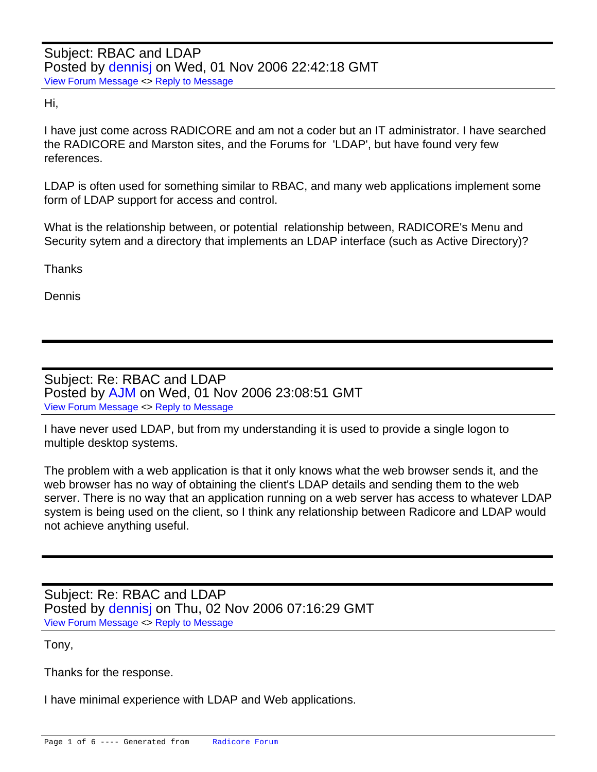Subject: RBAC and LDAP
Posted by dennisj on Wed, 01 Nov 2006 22:42:18 GMT
View Forum Message <> Reply to Message

Hi,

I have just come across RADICORE and am not a coder but an IT administrator. I have searched the RADICORE and Marston sites, and the Forums for 'LDAP', but have found very few references.

LDAP is often used for something similar to RBAC, and many web applications implement some form of LDAP support for access and control.

What is the relationship between, or potential relationship between, RADICORE's Menu and Security sytem and a directory that implements an LDAP interface (such as Active Directory)?

Thanks

Dennis

---

Subject: Re: RBAC and LDAP
Posted by AJM on Wed, 01 Nov 2006 23:08:51 GMT
View Forum Message <> Reply to Message

I have never used LDAP, but from my understanding it is used to provide a single logon to multiple desktop systems.

The problem with a web application is that it only knows what the web browser sends it, and the web browser has no way of obtaining the client's LDAP details and sending them to the web server. There is no way that an application running on a web server has access to whatever LDAP system is being used on the client, so I think any relationship between Radicore and LDAP would not achieve anything useful.

---

Subject: Re: RBAC and LDAP
Posted by dennisj on Thu, 02 Nov 2006 07:16:29 GMT
View Forum Message <> Reply to Message

Tony,

Thanks for the response.

I have minimal experience with LDAP and Web applications.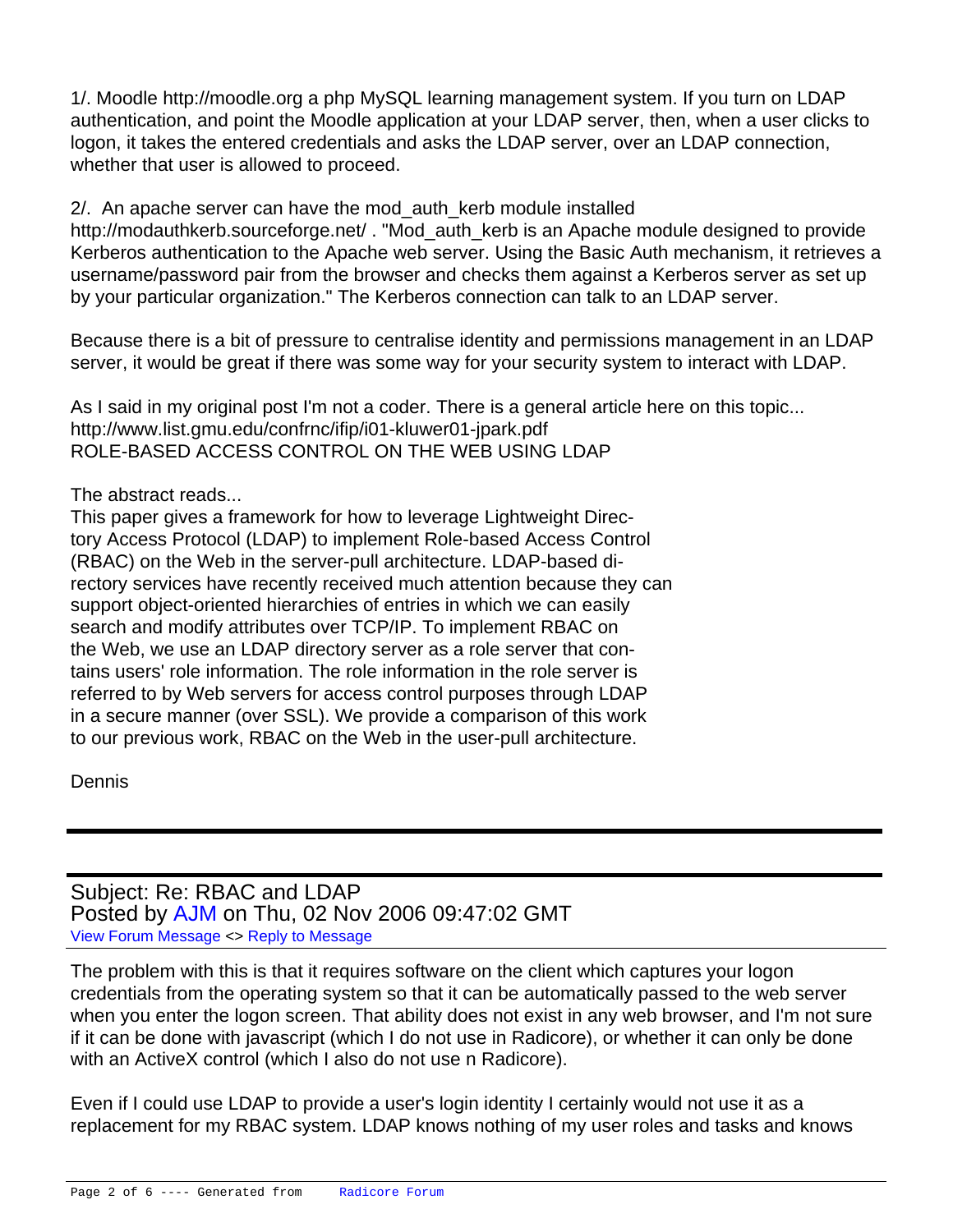1/. Moodle http://moodle.org a php MySQL learning management system. If you turn on LDAP authentication, and point the Moodle application at your LDAP server, then, when a user clicks to logon, it takes the entered credentials and asks the LDAP server, over an LDAP connection, whether that user is allowed to proceed.

2/. An apache server can have the mod_auth_kerb module installed http://modauthkerb.sourceforge.net/ . "Mod_auth_kerb is an Apache module designed to provide Kerberos authentication to the Apache web server. Using the Basic Auth mechanism, it retrieves a username/password pair from the browser and checks them against a Kerberos server as set up by your particular organization." The Kerberos connection can talk to an LDAP server.

Because there is a bit of pressure to centralise identity and permissions management in an LDAP server, it would be great if there was some way for your security system to interact with LDAP.

As I said in my original post I'm not a coder. There is a general article here on this topic...
http://www.list.gmu.edu/confrnc/ifip/i01-kluwer01-jpark.pdf
ROLE-BASED ACCESS CONTROL ON THE WEB USING LDAP

The abstract reads...
This paper gives a framework for how to leverage Lightweight Directory Access Protocol (LDAP) to implement Role-based Access Control (RBAC) on the Web in the server-pull architecture. LDAP-based directory services have recently received much attention because they can support object-oriented hierarchies of entries in which we can easily search and modify attributes over TCP/IP. To implement RBAC on the Web, we use an LDAP directory server as a role server that contains users' role information. The role information in the role server is referred to by Web servers for access control purposes through LDAP in a secure manner (over SSL). We provide a comparison of this work to our previous work, RBAC on the Web in the user-pull architecture.

Dennis

---

## Subject: Re: RBAC and LDAP
Posted by AJM on Thu, 02 Nov 2006 09:47:02 GMT
View Forum Message <> Reply to Message

The problem with this is that it requires software on the client which captures your logon credentials from the operating system so that it can be automatically passed to the web server when you enter the logon screen. That ability does not exist in any web browser, and I'm not sure if it can be done with javascript (which I do not use in Radicore), or whether it can only be done with an ActiveX control (which I also do not use n Radicore).

Even if I could use LDAP to provide a user's login identity I certainly would not use it as a replacement for my RBAC system. LDAP knows nothing of my user roles and tasks and knows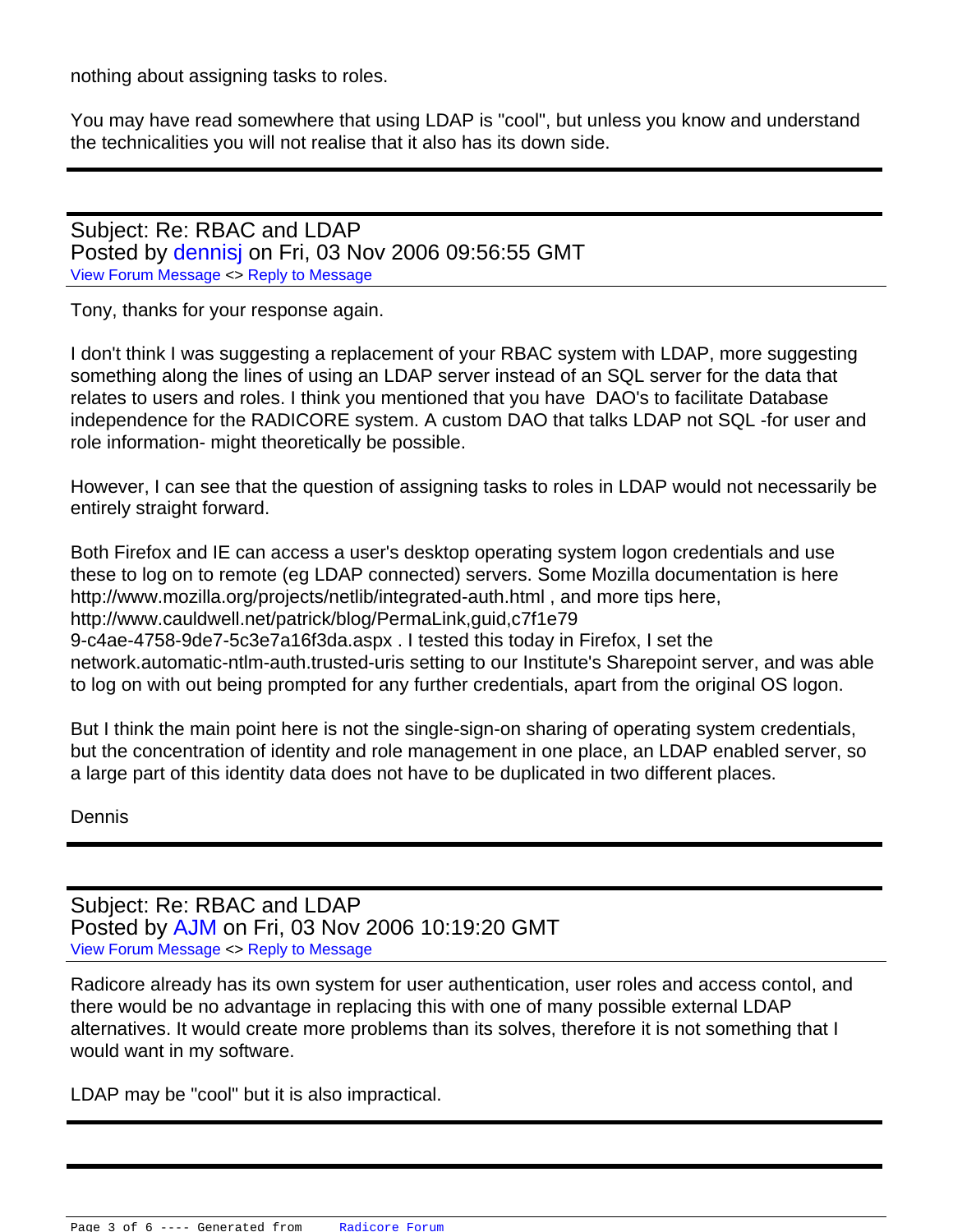nothing about assigning tasks to roles.

You may have read somewhere that using LDAP is "cool", but unless you know and understand the technicalities you will not realise that it also has its down side.

---

Subject: Re: RBAC and LDAP
Posted by dennisj on Fri, 03 Nov 2006 09:56:55 GMT
View Forum Message <> Reply to Message

Tony, thanks for your response again.

I don't think I was suggesting a replacement of your RBAC system with LDAP, more suggesting something along the lines of using an LDAP server instead of an SQL server for the data that relates to users and roles. I think you mentioned that you have DAO's to facilitate Database independence for the RADICORE system. A custom DAO that talks LDAP not SQL -for user and role information- might theoretically be possible.

However, I can see that the question of assigning tasks to roles in LDAP would not necessarily be entirely straight forward.

Both Firefox and IE can access a user's desktop operating system logon credentials and use these to log on to remote (eg LDAP connected) servers. Some Mozilla documentation is here http://www.mozilla.org/projects/netlib/integrated-auth.html , and more tips here, http://www.cauldwell.net/patrick/blog/PermaLink,guid,c7f1e79 9-c4ae-4758-9de7-5c3e7a16f3da.aspx . I tested this today in Firefox, I set the network.automatic-ntlm-auth.trusted-uris setting to our Institute's Sharepoint server, and was able to log on with out being prompted for any further credentials, apart from the original OS logon.

But I think the main point here is not the single-sign-on sharing of operating system credentials, but the concentration of identity and role management in one place, an LDAP enabled server, so a large part of this identity data does not have to be duplicated in two different places.

Dennis

---

Subject: Re: RBAC and LDAP
Posted by AJM on Fri, 03 Nov 2006 10:19:20 GMT
View Forum Message <> Reply to Message

Radicore already has its own system for user authentication, user roles and access contol, and there would be no advantage in replacing this with one of many possible external LDAP alternatives. It would create more problems than its solves, therefore it is not something that I would want in my software.

LDAP may be "cool" but it is also impractical.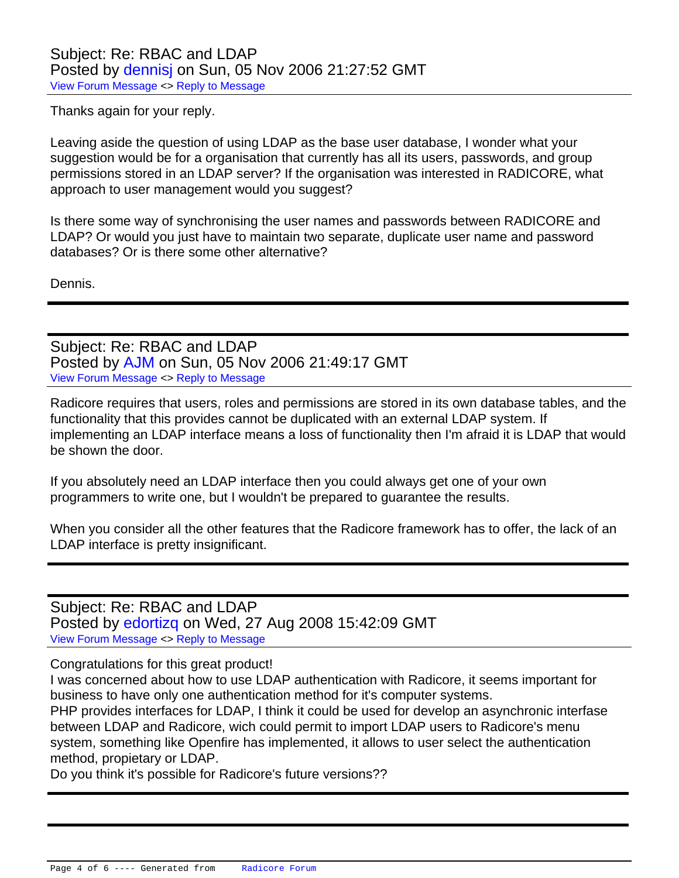Subject: Re: RBAC and LDAP
Posted by dennisj on Sun, 05 Nov 2006 21:27:52 GMT
View Forum Message <> Reply to Message

Thanks again for your reply.

Leaving aside the question of using LDAP as the base user database, I wonder what your suggestion would be for a organisation that currently has all its users, passwords, and group permissions stored in an LDAP server? If the organisation was interested in RADICORE, what approach to user management would you suggest?

Is there some way of synchronising the user names and passwords between RADICORE and LDAP? Or would you just have to maintain two separate, duplicate user name and password databases? Or is there some other alternative?

Dennis.

---

Subject: Re: RBAC and LDAP
Posted by AJM on Sun, 05 Nov 2006 21:49:17 GMT
View Forum Message <> Reply to Message

Radicore requires that users, roles and permissions are stored in its own database tables, and the functionality that this provides cannot be duplicated with an external LDAP system. If implementing an LDAP interface means a loss of functionality then I'm afraid it is LDAP that would be shown the door.

If you absolutely need an LDAP interface then you could always get one of your own programmers to write one, but I wouldn't be prepared to guarantee the results.

When you consider all the other features that the Radicore framework has to offer, the lack of an LDAP interface is pretty insignificant.

---

Subject: Re: RBAC and LDAP
Posted by edortizq on Wed, 27 Aug 2008 15:42:09 GMT
View Forum Message <> Reply to Message

Congratulations for this great product!
I was concerned about how to use LDAP authentication with Radicore, it seems important for business to have only one authentication method for it's computer systems.
PHP provides interfaces for LDAP, I think it could be used for develop an asynchronic interfase between LDAP and Radicore, wich could permit to import LDAP users to Radicore's menu system, something like Openfire has implemented, it allows to user select the authentication method, propietary or LDAP.
Do you think it's possible for Radicore's future versions??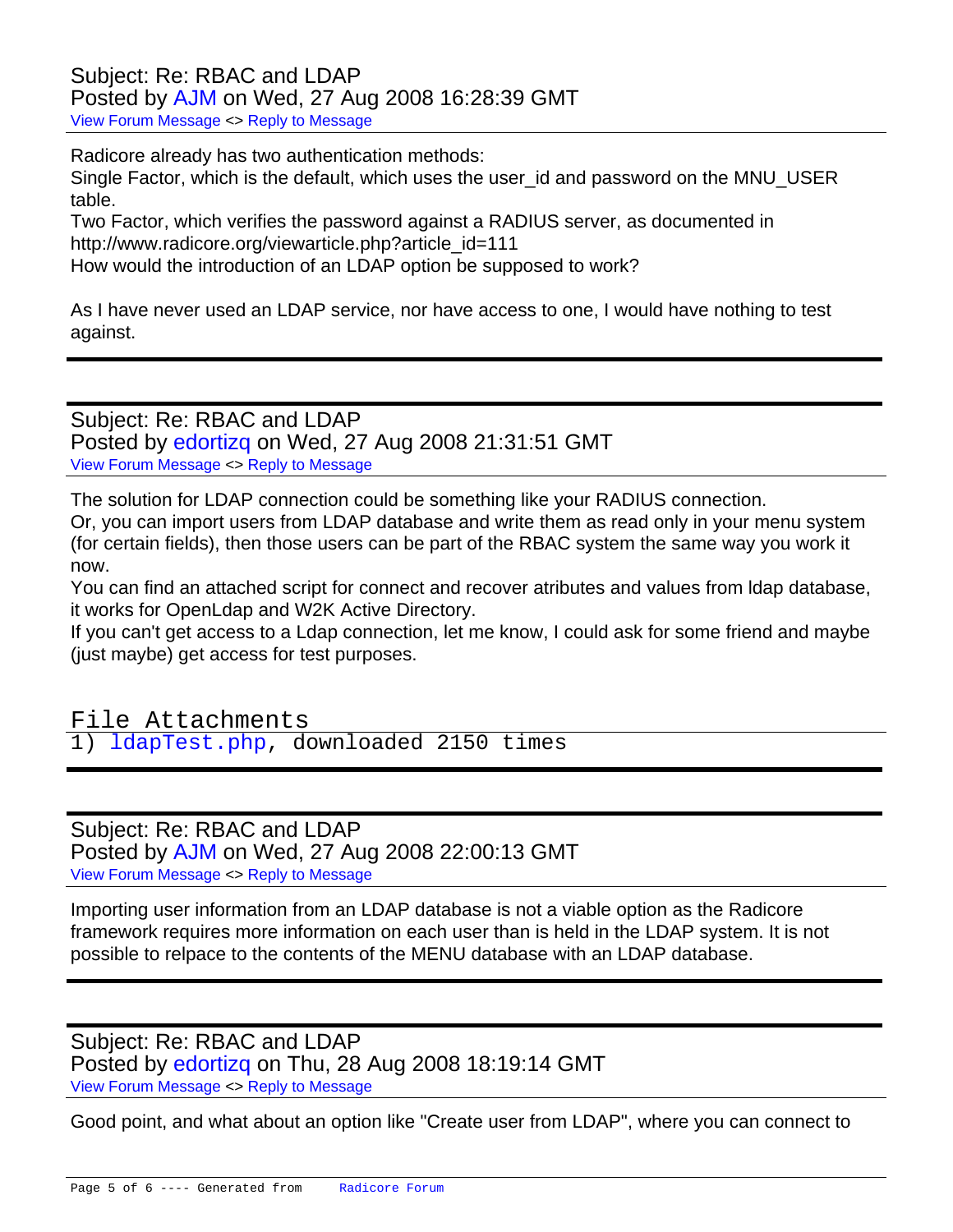Subject: Re: RBAC and LDAP
Posted by AJM on Wed, 27 Aug 2008 16:28:39 GMT
View Forum Message <> Reply to Message

---

Radicore already has two authentication methods:
Single Factor, which is the default, which uses the user_id and password on the MNU_USER table.
Two Factor, which verifies the password against a RADIUS server, as documented in http://www.radicore.org/viewarticle.php?article_id=111
How would the introduction of an LDAP option be supposed to work?

As I have never used an LDAP service, nor have access to one, I would have nothing to test against.

---

Subject: Re: RBAC and LDAP
Posted by edortizq on Wed, 27 Aug 2008 21:31:51 GMT
View Forum Message <> Reply to Message

---

The solution for LDAP connection could be something like your RADIUS connection.
Or, you can import users from LDAP database and write them as read only in your menu system (for certain fields), then those users can be part of the RBAC system the same way you work it now.
You can find an attached script for connect and recover atributes and values from ldap database, it works for OpenLdap and W2K Active Directory.
If you can't get access to a Ldap connection, let me know, I could ask for some friend and maybe (just maybe) get access for test purposes.

File Attachments
1) ldapTest.php, downloaded 2150 times

---

Subject: Re: RBAC and LDAP
Posted by AJM on Wed, 27 Aug 2008 22:00:13 GMT
View Forum Message <> Reply to Message

---

Importing user information from an LDAP database is not a viable option as the Radicore framework requires more information on each user than is held in the LDAP system. It is not possible to relpace to the contents of the MENU database with an LDAP database.

---

Subject: Re: RBAC and LDAP
Posted by edortizq on Thu, 28 Aug 2008 18:19:14 GMT
View Forum Message <> Reply to Message

---

Good point, and what about an option like "Create user from LDAP", where you can connect to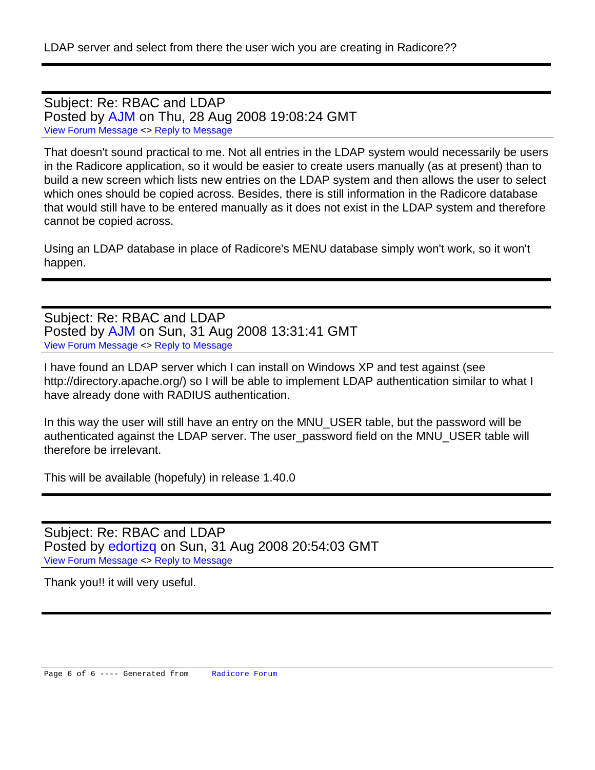LDAP server and select from there the user wich you are creating in Radicore??

---

Subject: Re: RBAC and LDAP
Posted by AJM on Thu, 28 Aug 2008 19:08:24 GMT
View Forum Message <> Reply to Message

That doesn't sound practical to me. Not all entries in the LDAP system would necessarily be users in the Radicore application, so it would be easier to create users manually (as at present) than to build a new screen which lists new entries on the LDAP system and then allows the user to select which ones should be copied across. Besides, there is still information in the Radicore database that would still have to be entered manually as it does not exist in the LDAP system and therefore cannot be copied across.

Using an LDAP database in place of Radicore's MENU database simply won't work, so it won't happen.

---

Subject: Re: RBAC and LDAP
Posted by AJM on Sun, 31 Aug 2008 13:31:41 GMT
View Forum Message <> Reply to Message

I have found an LDAP server which I can install on Windows XP and test against (see http://directory.apache.org/) so I will be able to implement LDAP authentication similar to what I have already done with RADIUS authentication.

In this way the user will still have an entry on the MNU_USER table, but the password will be authenticated against the LDAP server. The user_password field on the MNU_USER table will therefore be irrelevant.

This will be available (hopefuly) in release 1.40.0

---

Subject: Re: RBAC and LDAP
Posted by edortizq on Sun, 31 Aug 2008 20:54:03 GMT
View Forum Message <> Reply to Message

Thank you!! it will very useful.